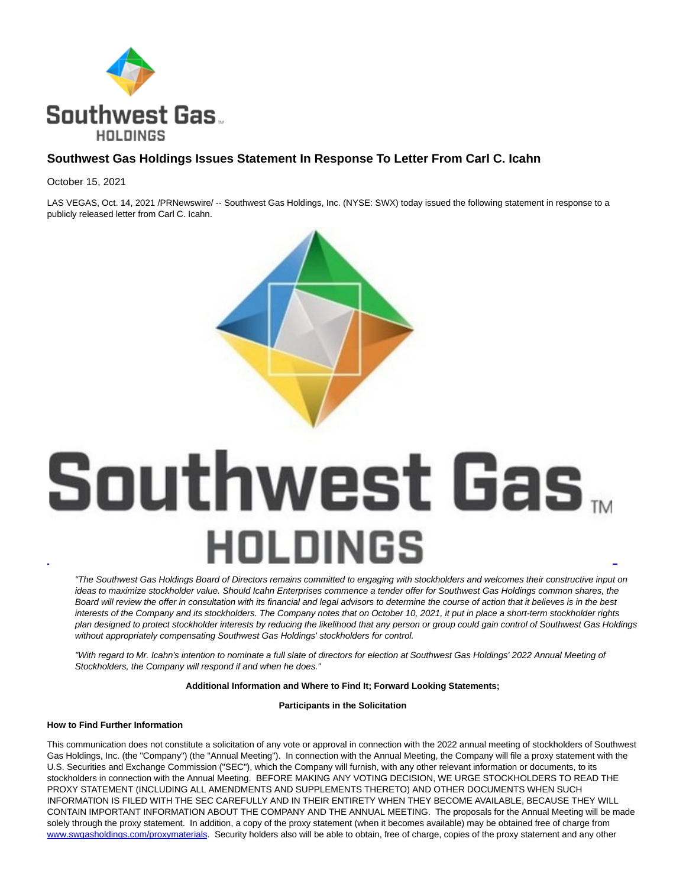# Southwest Gas Holdings Issues Statement In Response To Letter From Carl C. Icahn

October 15, 2021

LAS VEGAS, Oct. 14, 2021 /PRNewswire/ -- Southwest Gas Holdings, Inc. (NYSE: SWX) today issued the following statement in response to a publicly released letter from Carl C. Icahn.

> *"The Southwest Gas Holdings Board of Directors remains committed to engaging with stockholders and welcomes their constructive input on ideas to maximize stockholder value. Should Icahn Enterprises commence a tender offer for Southwest Gas Holdings common shares, the Board will review the offer in consultation with its financial and legal advisors to determine the course of action that it believes is in the best interests of the Company and its stockholders. The Company notes that on October 10, 2021, it put in place a short-term stockholder rights plan designed to protect stockholder interests by reducing the likelihood that any person or group could gain control of Southwest Gas Holdings without appropriately compensating Southwest Gas Holdings' stockholders for control.*
>
> *"With regard to Mr. Icahn's intention to nominate a full slate of directors for election at Southwest Gas Holdings' 2022 Annual Meeting of Stockholders, the Company will respond if and when he does."*

**Additional Information and Where to Find It; Forward Looking Statements;**

**Participants in the Solicitation**

**How to Find Further Information**

This communication does not constitute a solicitation of any vote or approval in connection with the 2022 annual meeting of stockholders of Southwest Gas Holdings, Inc. (the "Company") (the "Annual Meeting"). In connection with the Annual Meeting, the Company will file a proxy statement with the U.S. Securities and Exchange Commission ("SEC"), which the Company will furnish, with any other relevant information or documents, to its stockholders in connection with the Annual Meeting. BEFORE MAKING ANY VOTING DECISION, WE URGE STOCKHOLDERS TO READ THE PROXY STATEMENT (INCLUDING ALL AMENDMENTS AND SUPPLEMENTS THERETO) AND OTHER DOCUMENTS WHEN SUCH INFORMATION IS FILED WITH THE SEC CAREFULLY AND IN THEIR ENTIRETY WHEN THEY BECOME AVAILABLE, BECAUSE THEY WILL CONTAIN IMPORTANT INFORMATION ABOUT THE COMPANY AND THE ANNUAL MEETING. The proposals for the Annual Meeting will be made solely through the proxy statement. In addition, a copy of the proxy statement (when it becomes available) may be obtained free of charge from [www.swgasholdings.com/proxymaterials](www.swgasholdings.com/proxymaterials). Security holders also will be able to obtain, free of charge, copies of the proxy statement and any other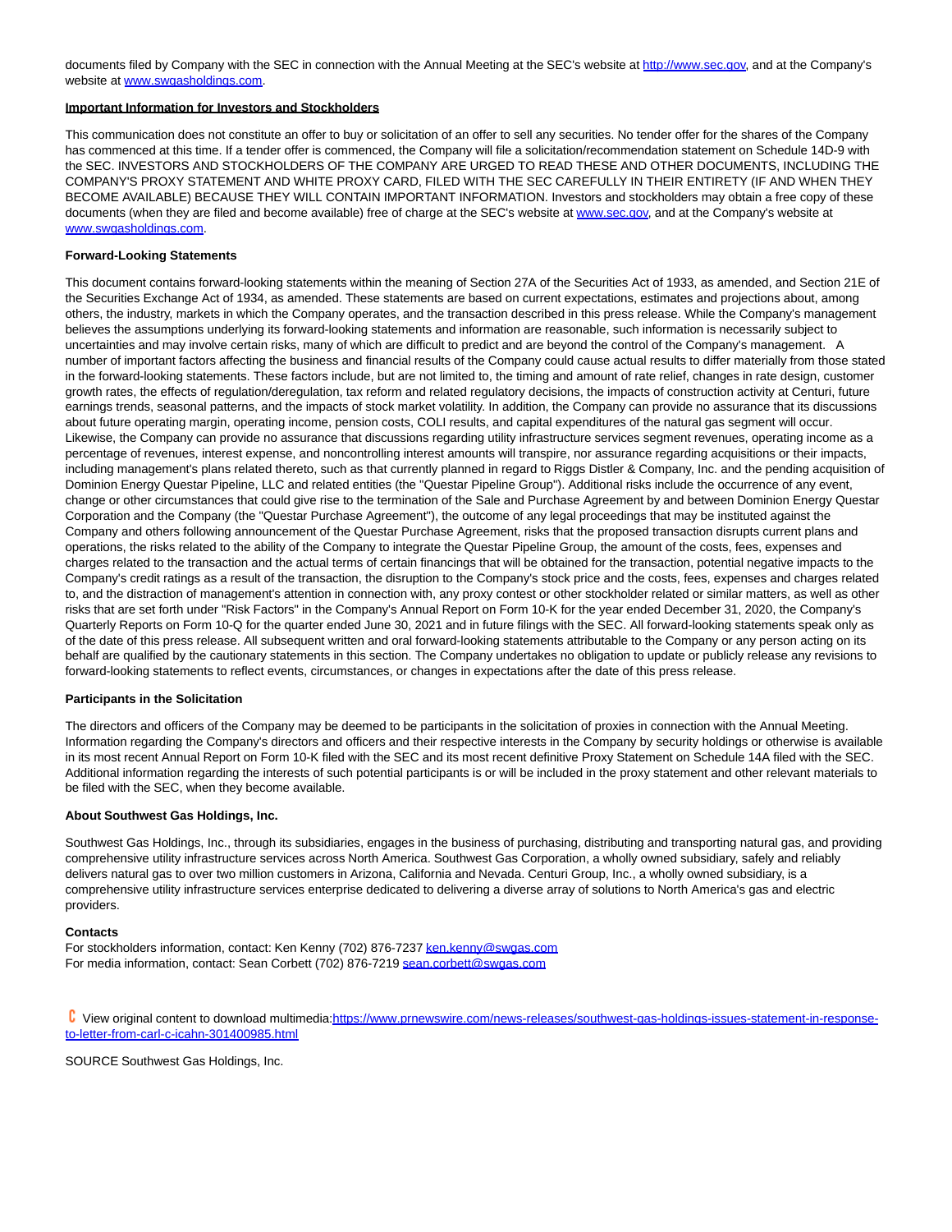documents filed by Company with the SEC in connection with the Annual Meeting at the SEC's website at http://www.sec.gov, and at the Company's website at www.swgasholdings.com.

**Important Information for Investors and Stockholders**

This communication does not constitute an offer to buy or solicitation of an offer to sell any securities. No tender offer for the shares of the Company has commenced at this time. If a tender offer is commenced, the Company will file a solicitation/recommendation statement on Schedule 14D-9 with the SEC. INVESTORS AND STOCKHOLDERS OF THE COMPANY ARE URGED TO READ THESE AND OTHER DOCUMENTS, INCLUDING THE COMPANY'S PROXY STATEMENT AND WHITE PROXY CARD, FILED WITH THE SEC CAREFULLY IN THEIR ENTIRETY (IF AND WHEN THEY BECOME AVAILABLE) BECAUSE THEY WILL CONTAIN IMPORTANT INFORMATION. Investors and stockholders may obtain a free copy of these documents (when they are filed and become available) free of charge at the SEC's website at www.sec.gov, and at the Company's website at www.swgasholdings.com.

**Forward-Looking Statements**

This document contains forward-looking statements within the meaning of Section 27A of the Securities Act of 1933, as amended, and Section 21E of the Securities Exchange Act of 1934, as amended. These statements are based on current expectations, estimates and projections about, among others, the industry, markets in which the Company operates, and the transaction described in this press release. While the Company's management believes the assumptions underlying its forward-looking statements and information are reasonable, such information is necessarily subject to uncertainties and may involve certain risks, many of which are difficult to predict and are beyond the control of the Company's management. A number of important factors affecting the business and financial results of the Company could cause actual results to differ materially from those stated in the forward-looking statements. These factors include, but are not limited to, the timing and amount of rate relief, changes in rate design, customer growth rates, the effects of regulation/deregulation, tax reform and related regulatory decisions, the impacts of construction activity at Centuri, future earnings trends, seasonal patterns, and the impacts of stock market volatility. In addition, the Company can provide no assurance that its discussions about future operating margin, operating income, pension costs, COLI results, and capital expenditures of the natural gas segment will occur. Likewise, the Company can provide no assurance that discussions regarding utility infrastructure services segment revenues, operating income as a percentage of revenues, interest expense, and noncontrolling interest amounts will transpire, nor assurance regarding acquisitions or their impacts, including management's plans related thereto, such as that currently planned in regard to Riggs Distler & Company, Inc. and the pending acquisition of Dominion Energy Questar Pipeline, LLC and related entities (the "Questar Pipeline Group"). Additional risks include the occurrence of any event, change or other circumstances that could give rise to the termination of the Sale and Purchase Agreement by and between Dominion Energy Questar Corporation and the Company (the "Questar Purchase Agreement"), the outcome of any legal proceedings that may be instituted against the Company and others following announcement of the Questar Purchase Agreement, risks that the proposed transaction disrupts current plans and operations, the risks related to the ability of the Company to integrate the Questar Pipeline Group, the amount of the costs, fees, expenses and charges related to the transaction and the actual terms of certain financings that will be obtained for the transaction, potential negative impacts to the Company's credit ratings as a result of the transaction, the disruption to the Company's stock price and the costs, fees, expenses and charges related to, and the distraction of management's attention in connection with, any proxy contest or other stockholder related or similar matters, as well as other risks that are set forth under "Risk Factors" in the Company's Annual Report on Form 10-K for the year ended December 31, 2020, the Company's Quarterly Reports on Form 10-Q for the quarter ended June 30, 2021 and in future filings with the SEC. All forward-looking statements speak only as of the date of this press release. All subsequent written and oral forward-looking statements attributable to the Company or any person acting on its behalf are qualified by the cautionary statements in this section. The Company undertakes no obligation to update or publicly release any revisions to forward-looking statements to reflect events, circumstances, or changes in expectations after the date of this press release.

**Participants in the Solicitation**

The directors and officers of the Company may be deemed to be participants in the solicitation of proxies in connection with the Annual Meeting. Information regarding the Company's directors and officers and their respective interests in the Company by security holdings or otherwise is available in its most recent Annual Report on Form 10-K filed with the SEC and its most recent definitive Proxy Statement on Schedule 14A filed with the SEC. Additional information regarding the interests of such potential participants is or will be included in the proxy statement and other relevant materials to be filed with the SEC, when they become available.

**About Southwest Gas Holdings, Inc.**

Southwest Gas Holdings, Inc., through its subsidiaries, engages in the business of purchasing, distributing and transporting natural gas, and providing comprehensive utility infrastructure services across North America. Southwest Gas Corporation, a wholly owned subsidiary, safely and reliably delivers natural gas to over two million customers in Arizona, California and Nevada. Centuri Group, Inc., a wholly owned subsidiary, is a comprehensive utility infrastructure services enterprise dedicated to delivering a diverse array of solutions to North America's gas and electric providers.

**Contacts**

For stockholders information, contact: Ken Kenny (702) 876-7237 ken.kenny@swgas.com
For media information, contact: Sean Corbett (702) 876-7219 sean.corbett@swgas.com

View original content to download multimedia:https://www.prnewswire.com/news-releases/southwest-gas-holdings-issues-statement-in-response-to-letter-from-carl-c-icahn-301400985.html

SOURCE Southwest Gas Holdings, Inc.